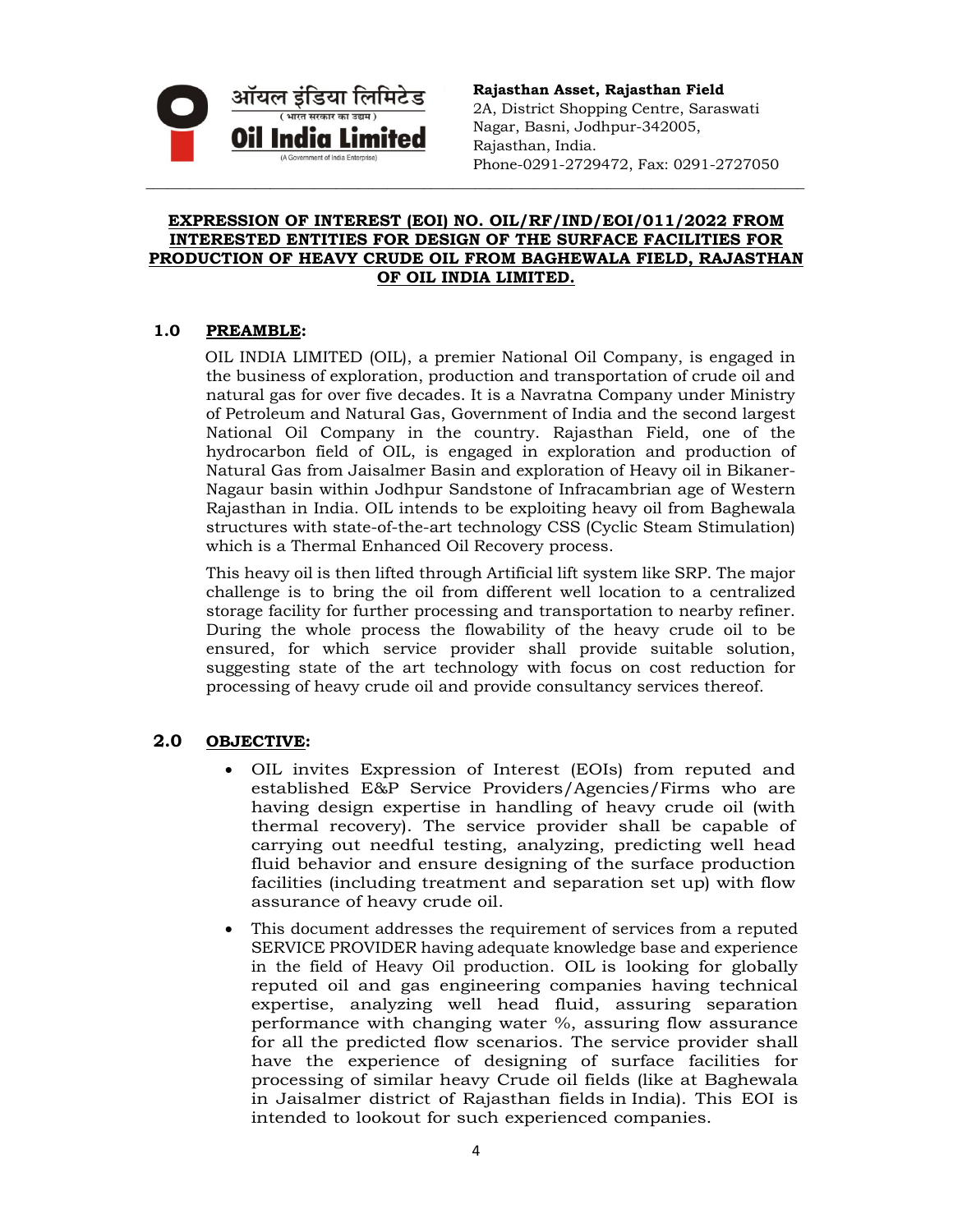ऑयल इंडिया लिमिटेड
( भारत सरकार का उद्यम )
**Oil India Limited**
(A Government of India Enterprise)

**Rajasthan Asset, Rajasthan Field**
2A, District Shopping Centre, Saraswati Nagar, Basni, Jodhpur-342005, Rajasthan, India.
Phone-0291-2729472, Fax: 0291-2727050

---

**EXPRESSION OF INTEREST (EOI) NO. OIL/RF/IND/EOI/011/2022 FROM INTERESTED ENTITIES FOR DESIGN OF THE SURFACE FACILITIES FOR PRODUCTION OF HEAVY CRUDE OIL FROM BAGHEWALA FIELD, RAJASTHAN OF OIL INDIA LIMITED.**

## 1.0 PREAMBLE:

OIL INDIA LIMITED (OIL), a premier National Oil Company, is engaged in the business of exploration, production and transportation of crude oil and natural gas for over five decades. It is a Navratna Company under Ministry of Petroleum and Natural Gas, Government of India and the second largest National Oil Company in the country. Rajasthan Field, one of the hydrocarbon field of OIL, is engaged in exploration and production of Natural Gas from Jaisalmer Basin and exploration of Heavy oil in Bikaner-Nagaur basin within Jodhpur Sandstone of Infracambrian age of Western Rajasthan in India. OIL intends to be exploiting heavy oil from Baghewala structures with state-of-the-art technology CSS (Cyclic Steam Stimulation) which is a Thermal Enhanced Oil Recovery process.

This heavy oil is then lifted through Artificial lift system like SRP. The major challenge is to bring the oil from different well location to a centralized storage facility for further processing and transportation to nearby refiner. During the whole process the flowability of the heavy crude oil to be ensured, for which service provider shall provide suitable solution, suggesting state of the art technology with focus on cost reduction for processing of heavy crude oil and provide consultancy services thereof.

## 2.0 OBJECTIVE:

- OIL invites Expression of Interest (EOIs) from reputed and established E&P Service Providers/Agencies/Firms who are having design expertise in handling of heavy crude oil (with thermal recovery). The service provider shall be capable of carrying out needful testing, analyzing, predicting well head fluid behavior and ensure designing of the surface production facilities (including treatment and separation set up) with flow assurance of heavy crude oil.
- This document addresses the requirement of services from a reputed SERVICE PROVIDER having adequate knowledge base and experience in the field of Heavy Oil production. OIL is looking for globally reputed oil and gas engineering companies having technical expertise, analyzing well head fluid, assuring separation performance with changing water %, assuring flow assurance for all the predicted flow scenarios. The service provider shall have the experience of designing of surface facilities for processing of similar heavy Crude oil fields (like at Baghewala in Jaisalmer district of Rajasthan fields in India). This EOI is intended to lookout for such experienced companies.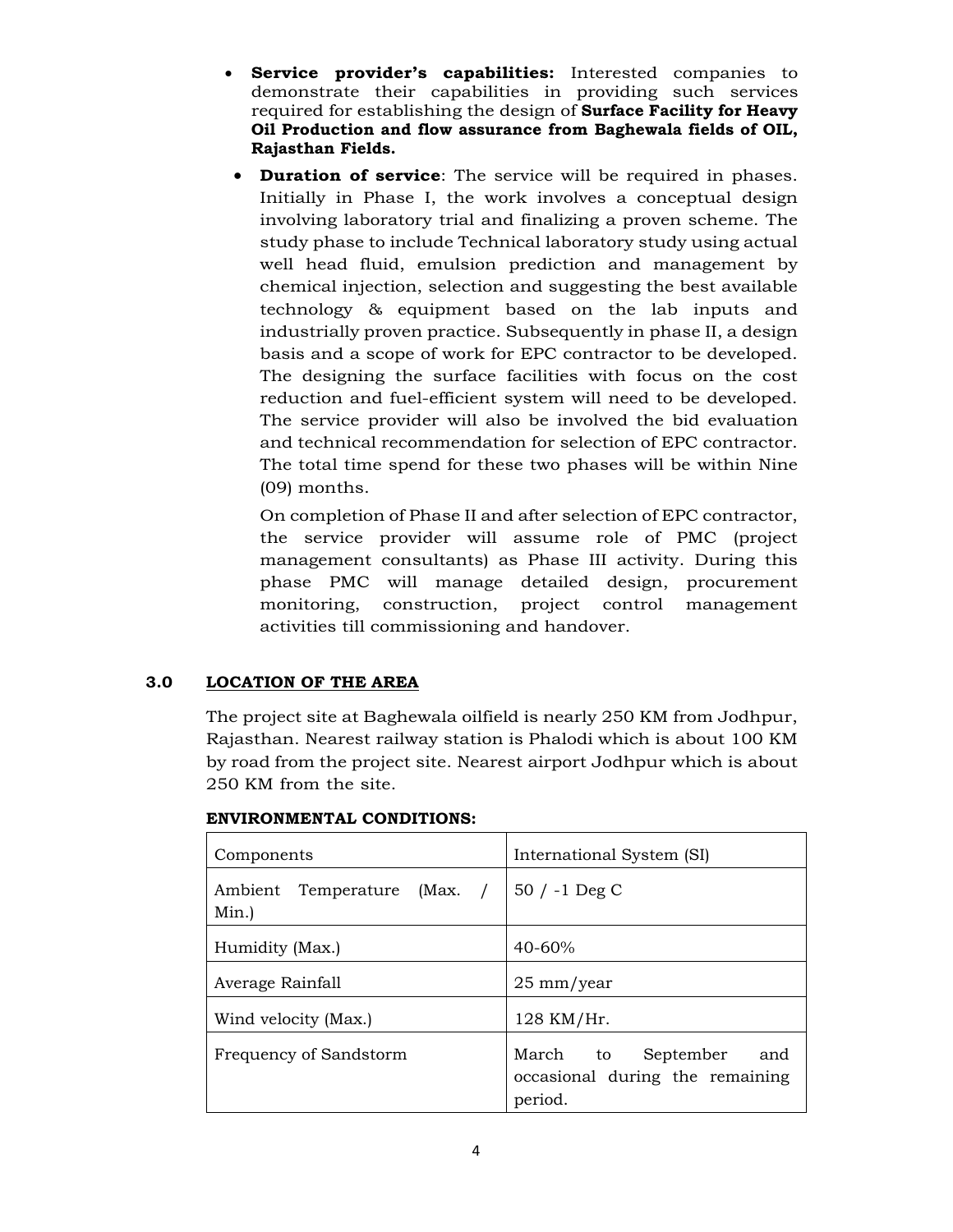- **Service provider's capabilities:** Interested companies to demonstrate their capabilities in providing such services required for establishing the design of **Surface Facility for Heavy Oil Production and flow assurance from Baghewala fields of OIL, Rajasthan Fields.**

- **Duration of service**: The service will be required in phases. Initially in Phase I, the work involves a conceptual design involving laboratory trial and finalizing a proven scheme. The study phase to include Technical laboratory study using actual well head fluid, emulsion prediction and management by chemical injection, selection and suggesting the best available technology & equipment based on the lab inputs and industrially proven practice. Subsequently in phase II, a design basis and a scope of work for EPC contractor to be developed. The designing the surface facilities with focus on the cost reduction and fuel-efficient system will need to be developed. The service provider will also be involved the bid evaluation and technical recommendation for selection of EPC contractor. The total time spend for these two phases will be within Nine (09) months.

  On completion of Phase II and after selection of EPC contractor, the service provider will assume role of PMC (project management consultants) as Phase III activity. During this phase PMC will manage detailed design, procurement monitoring, construction, project control management activities till commissioning and handover.

## 3.0 LOCATION OF THE AREA

The project site at Baghewala oilfield is nearly 250 KM from Jodhpur, Rajasthan. Nearest railway station is Phalodi which is about 100 KM by road from the project site. Nearest airport Jodhpur which is about 250 KM from the site.

**ENVIRONMENTAL CONDITIONS:**

| Components | International System (SI) |
|---|---|
| Ambient Temperature (Max. / Min.) | 50 / -1 Deg C |
| Humidity (Max.) | 40-60% |
| Average Rainfall | 25 mm/year |
| Wind velocity (Max.) | 128 KM/Hr. |
| Frequency of Sandstorm | March to September and occasional during the remaining period. |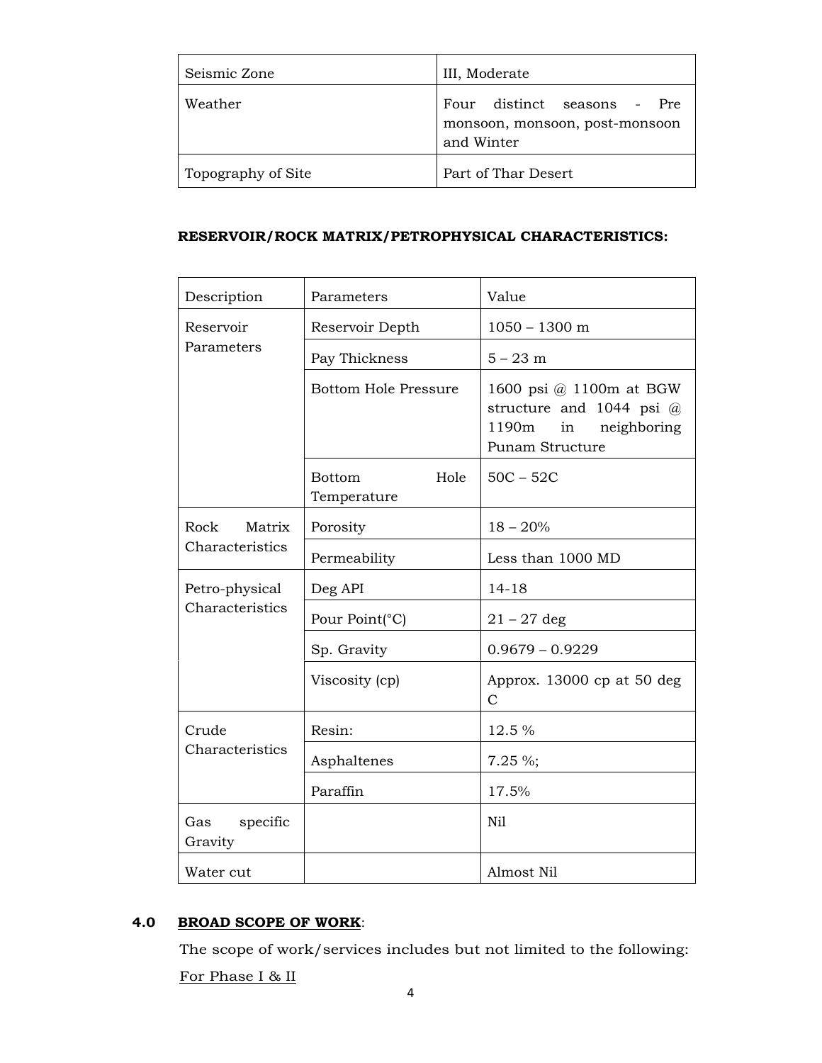| Seismic Zone | III, Moderate |
|---|---|
| Weather | Four distinct seasons - Pre monsoon, monsoon, post-monsoon and Winter |
| Topography of Site | Part of Thar Desert |

**RESERVOIR/ROCK MATRIX/PETROPHYSICAL CHARACTERISTICS:**

| Description | Parameters | Value |
|---|---|---|
| Reservoir Parameters | Reservoir Depth | 1050 – 1300 m |
| | Pay Thickness | 5 – 23 m |
| | Bottom Hole Pressure | 1600 psi @ 1100m at BGW structure and 1044 psi @ 1190m in neighboring Punam Structure |
| | Bottom Hole Temperature | 50C – 52C |
| Rock Matrix Characteristics | Porosity | 18 – 20% |
| | Permeability | Less than 1000 MD |
| Petro-physical Characteristics | Deg API | 14-18 |
| | Pour Point(°C) | 21 – 27 deg |
| | Sp. Gravity | 0.9679 – 0.9229 |
| | Viscosity (cp) | Approx. 13000 cp at 50 deg C |
| Crude Characteristics | Resin: | 12.5 % |
| | Asphaltenes | 7.25 %; |
| | Paraffin | 17.5% |
| Gas specific Gravity | | Nil |
| Water cut | | Almost Nil |

## 4.0 **BROAD SCOPE OF WORK**:

The scope of work/services includes but not limited to the following:

For Phase I & II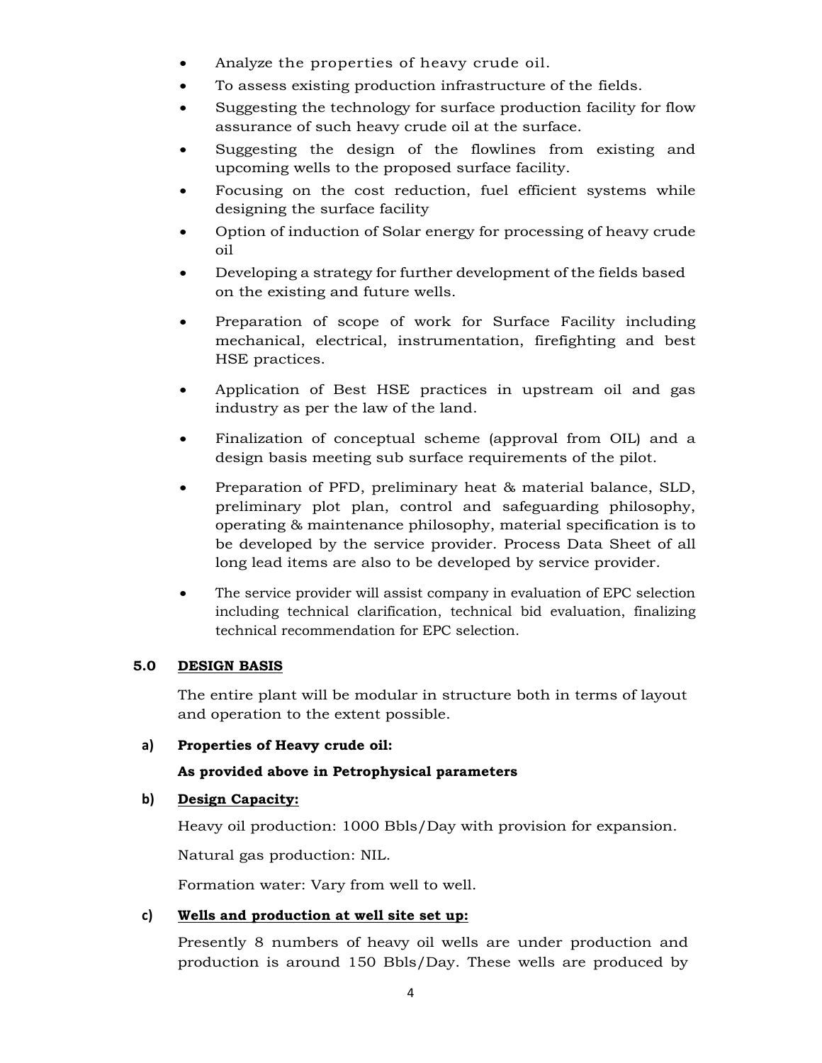- Analyze the properties of heavy crude oil.
- To assess existing production infrastructure of the fields.
- Suggesting the technology for surface production facility for flow assurance of such heavy crude oil at the surface.
- Suggesting the design of the flowlines from existing and upcoming wells to the proposed surface facility.
- Focusing on the cost reduction, fuel efficient systems while designing the surface facility
- Option of induction of Solar energy for processing of heavy crude oil
- Developing a strategy for further development of the fields based on the existing and future wells.
- Preparation of scope of work for Surface Facility including mechanical, electrical, instrumentation, firefighting and best HSE practices.
- Application of Best HSE practices in upstream oil and gas industry as per the law of the land.
- Finalization of conceptual scheme (approval from OIL) and a design basis meeting sub surface requirements of the pilot.
- Preparation of PFD, preliminary heat & material balance, SLD, preliminary plot plan, control and safeguarding philosophy, operating & maintenance philosophy, material specification is to be developed by the service provider. Process Data Sheet of all long lead items are also to be developed by service provider.
- The service provider will assist company in evaluation of EPC selection including technical clarification, technical bid evaluation, finalizing technical recommendation for EPC selection.

## 5.0 DESIGN BASIS

The entire plant will be modular in structure both in terms of layout and operation to the extent possible.

**a) Properties of Heavy crude oil:**

**As provided above in Petrophysical parameters**

**b) Design Capacity:**

Heavy oil production: 1000 Bbls/Day with provision for expansion.

Natural gas production: NIL.

Formation water: Vary from well to well.

**c) Wells and production at well site set up:**

Presently 8 numbers of heavy oil wells are under production and production is around 150 Bbls/Day. These wells are produced by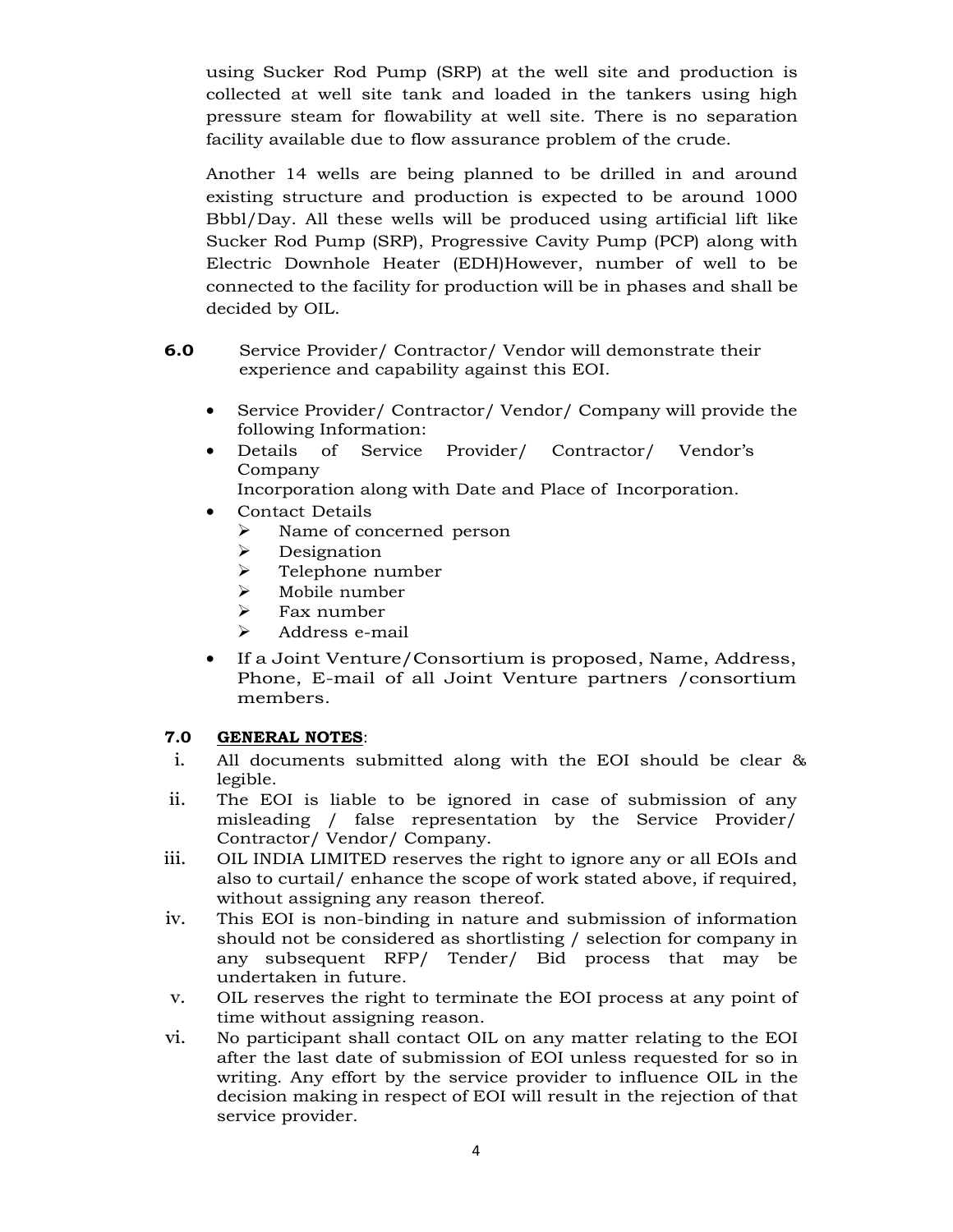using Sucker Rod Pump (SRP) at the well site and production is collected at well site tank and loaded in the tankers using high pressure steam for flowability at well site. There is no separation facility available due to flow assurance problem of the crude.

Another 14 wells are being planned to be drilled in and around existing structure and production is expected to be around 1000 Bbbl/Day. All these wells will be produced using artificial lift like Sucker Rod Pump (SRP), Progressive Cavity Pump (PCP) along with Electric Downhole Heater (EDH)However, number of well to be connected to the facility for production will be in phases and shall be decided by OIL.

**6.0** Service Provider/ Contractor/ Vendor will demonstrate their experience and capability against this EOI.

- Service Provider/ Contractor/ Vendor/ Company will provide the following Information:
- Details of Service Provider/ Contractor/ Vendor's Company Incorporation along with Date and Place of Incorporation.
- Contact Details
  - Name of concerned person
  - Designation
  - Telephone number
  - Mobile number
  - Fax number
  - Address e-mail
- If a Joint Venture/Consortium is proposed, Name, Address, Phone, E-mail of all Joint Venture partners /consortium members.

**7.0 <u>GENERAL NOTES</u>**:

i. All documents submitted along with the EOI should be clear & legible.

ii. The EOI is liable to be ignored in case of submission of any misleading / false representation by the Service Provider/ Contractor/ Vendor/ Company.

iii. OIL INDIA LIMITED reserves the right to ignore any or all EOIs and also to curtail/ enhance the scope of work stated above, if required, without assigning any reason thereof.

iv. This EOI is non-binding in nature and submission of information should not be considered as shortlisting / selection for company in any subsequent RFP/ Tender/ Bid process that may be undertaken in future.

v. OIL reserves the right to terminate the EOI process at any point of time without assigning reason.

vi. No participant shall contact OIL on any matter relating to the EOI after the last date of submission of EOI unless requested for so in writing. Any effort by the service provider to influence OIL in the decision making in respect of EOI will result in the rejection of that service provider.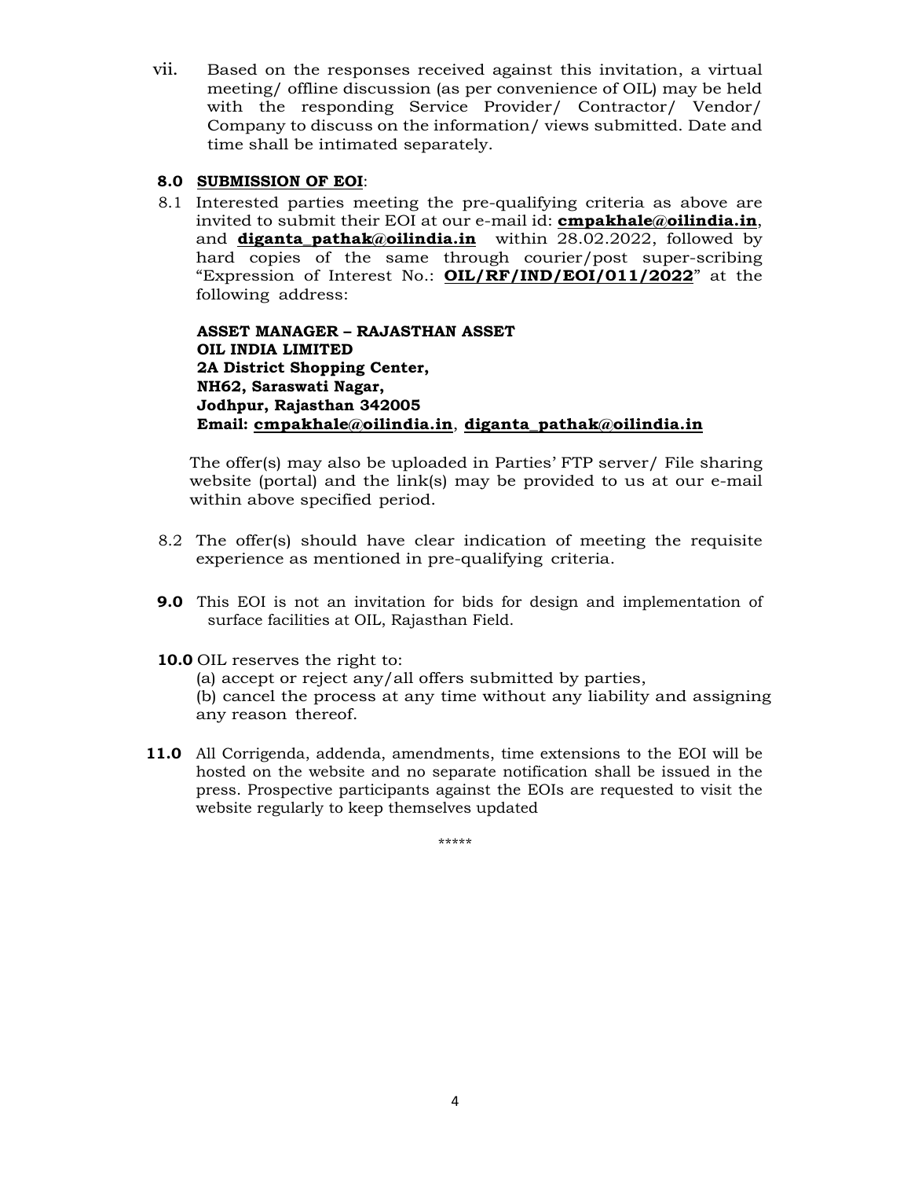vii. Based on the responses received against this invitation, a virtual meeting/ offline discussion (as per convenience of OIL) may be held with the responding Service Provider/ Contractor/ Vendor/ Company to discuss on the information/ views submitted. Date and time shall be intimated separately.

**8.0 SUBMISSION OF EOI**:

8.1 Interested parties meeting the pre-qualifying criteria as above are invited to submit their EOI at our e-mail id: **cmpakhale@oilindia.in**, and **diganta_pathak@oilindia.in** within 28.02.2022, followed by hard copies of the same through courier/post super-scribing "Expression of Interest No.: **OIL/RF/IND/EOI/011/2022**" at the following address:

**ASSET MANAGER – RAJASTHAN ASSET**
**OIL INDIA LIMITED**
**2A District Shopping Center,**
**NH62, Saraswati Nagar,**
**Jodhpur, Rajasthan 342005**
**Email: cmpakhale@oilindia.in, diganta_pathak@oilindia.in**

The offer(s) may also be uploaded in Parties' FTP server/ File sharing website (portal) and the link(s) may be provided to us at our e-mail within above specified period.

8.2 The offer(s) should have clear indication of meeting the requisite experience as mentioned in pre-qualifying criteria.

**9.0** This EOI is not an invitation for bids for design and implementation of surface facilities at OIL, Rajasthan Field.

**10.0** OIL reserves the right to:
(a) accept or reject any/all offers submitted by parties,
(b) cancel the process at any time without any liability and assigning any reason thereof.

**11.0** All Corrigenda, addenda, amendments, time extensions to the EOI will be hosted on the website and no separate notification shall be issued in the press. Prospective participants against the EOIs are requested to visit the website regularly to keep themselves updated

*****